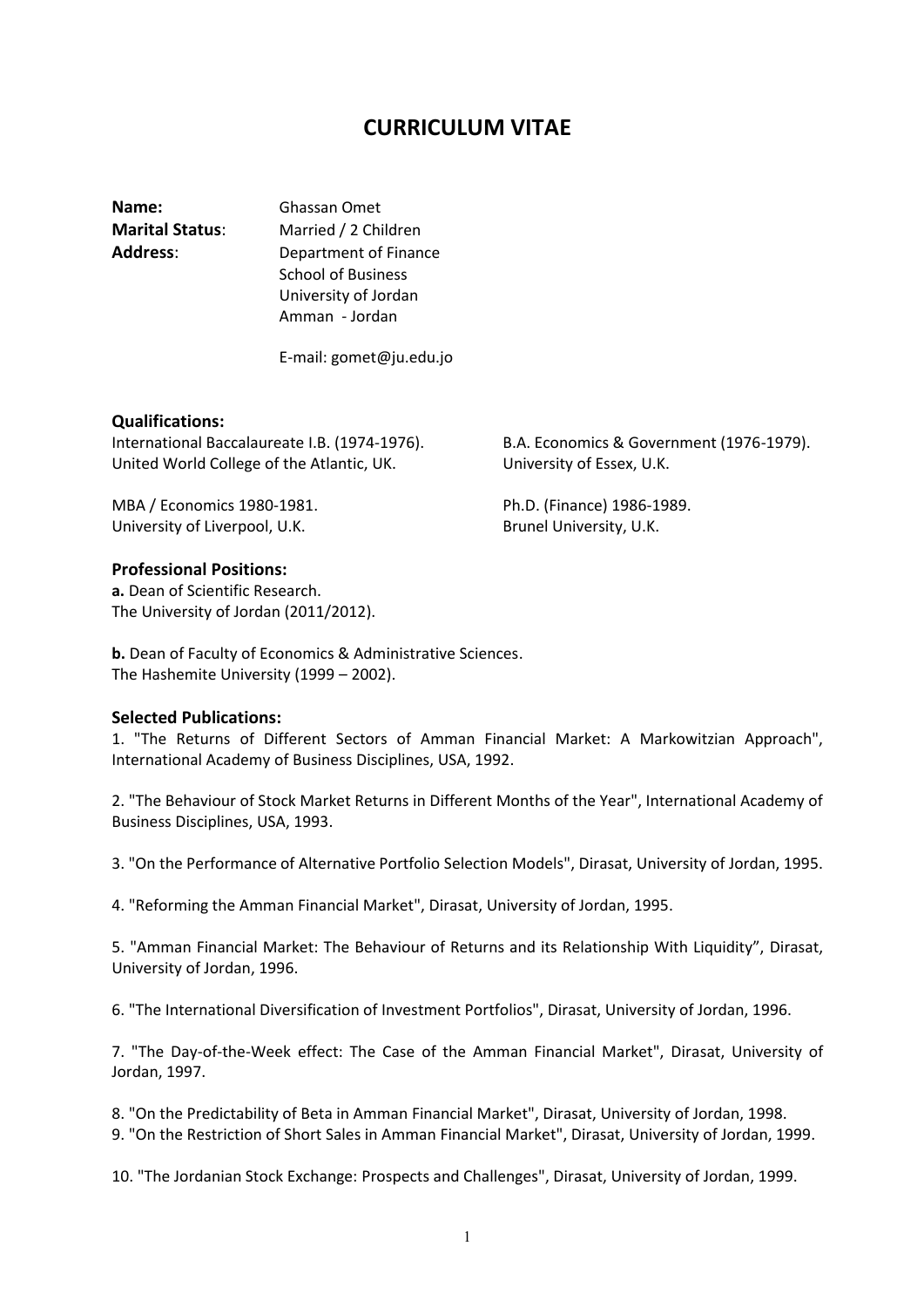# CURRICULUM VITAE

**Name:** Ghassan Omet
**Marital Status**: Married / 2 Children
**Address**: Department of Finance
School of Business
University of Jordan
Amman - Jordan

E-mail: gomet@ju.edu.jo

**Qualifications:**

International Baccalaureate I.B. (1974-1976).
United World College of the Atlantic, UK.

B.A. Economics & Government (1976-1979).
University of Essex, U.K.

MBA / Economics 1980-1981.
University of Liverpool, U.K.

Ph.D. (Finance) 1986-1989.
Brunel University, U.K.

**Professional Positions:**

**a.** Dean of Scientific Research.
The University of Jordan (2011/2012).

**b.** Dean of Faculty of Economics & Administrative Sciences.
The Hashemite University (1999 – 2002).

**Selected Publications:**

1. "The Returns of Different Sectors of Amman Financial Market: A Markowitzian Approach", International Academy of Business Disciplines, USA, 1992.

2. "The Behaviour of Stock Market Returns in Different Months of the Year", International Academy of Business Disciplines, USA, 1993.

3. "On the Performance of Alternative Portfolio Selection Models", Dirasat, University of Jordan, 1995.

4. "Reforming the Amman Financial Market", Dirasat, University of Jordan, 1995.

5. "Amman Financial Market: The Behaviour of Returns and its Relationship With Liquidity", Dirasat, University of Jordan, 1996.

6. "The International Diversification of Investment Portfolios", Dirasat, University of Jordan, 1996.

7. "The Day-of-the-Week effect: The Case of the Amman Financial Market", Dirasat, University of Jordan, 1997.

8. "On the Predictability of Beta in Amman Financial Market", Dirasat, University of Jordan, 1998.

9. "On the Restriction of Short Sales in Amman Financial Market", Dirasat, University of Jordan, 1999.

10. "The Jordanian Stock Exchange: Prospects and Challenges", Dirasat, University of Jordan, 1999.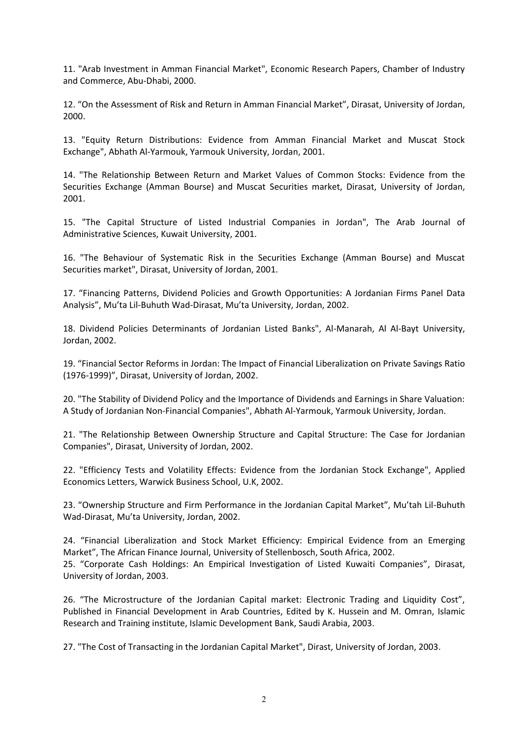11. "Arab Investment in Amman Financial Market", Economic Research Papers, Chamber of Industry and Commerce, Abu-Dhabi, 2000.

12. "On the Assessment of Risk and Return in Amman Financial Market", Dirasat, University of Jordan, 2000.

13. "Equity Return Distributions: Evidence from Amman Financial Market and Muscat Stock Exchange", Abhath Al-Yarmouk, Yarmouk University, Jordan, 2001.

14. "The Relationship Between Return and Market Values of Common Stocks: Evidence from the Securities Exchange (Amman Bourse) and Muscat Securities market, Dirasat, University of Jordan, 2001.

15. "The Capital Structure of Listed Industrial Companies in Jordan", The Arab Journal of Administrative Sciences, Kuwait University, 2001.

16. "The Behaviour of Systematic Risk in the Securities Exchange (Amman Bourse) and Muscat Securities market", Dirasat, University of Jordan, 2001.

17. "Financing Patterns, Dividend Policies and Growth Opportunities: A Jordanian Firms Panel Data Analysis", Mu'ta Lil-Buhuth Wad-Dirasat, Mu'ta University, Jordan, 2002.

18. Dividend Policies Determinants of Jordanian Listed Banks", Al-Manarah, Al Al-Bayt University, Jordan, 2002.

19. "Financial Sector Reforms in Jordan: The Impact of Financial Liberalization on Private Savings Ratio (1976-1999)", Dirasat, University of Jordan, 2002.

20. "The Stability of Dividend Policy and the Importance of Dividends and Earnings in Share Valuation: A Study of Jordanian Non-Financial Companies", Abhath Al-Yarmouk, Yarmouk University, Jordan.

21. "The Relationship Between Ownership Structure and Capital Structure: The Case for Jordanian Companies", Dirasat, University of Jordan, 2002.

22. "Efficiency Tests and Volatility Effects: Evidence from the Jordanian Stock Exchange", Applied Economics Letters, Warwick Business School, U.K, 2002.

23. "Ownership Structure and Firm Performance in the Jordanian Capital Market", Mu'tah Lil-Buhuth Wad-Dirasat, Mu'ta University, Jordan, 2002.

24. "Financial Liberalization and Stock Market Efficiency: Empirical Evidence from an Emerging Market", The African Finance Journal, University of Stellenbosch, South Africa, 2002.

25. "Corporate Cash Holdings: An Empirical Investigation of Listed Kuwaiti Companies", Dirasat, University of Jordan, 2003.

26. "The Microstructure of the Jordanian Capital market: Electronic Trading and Liquidity Cost", Published in Financial Development in Arab Countries, Edited by K. Hussein and M. Omran, Islamic Research and Training institute, Islamic Development Bank, Saudi Arabia, 2003.

27. "The Cost of Transacting in the Jordanian Capital Market", Dirast, University of Jordan, 2003.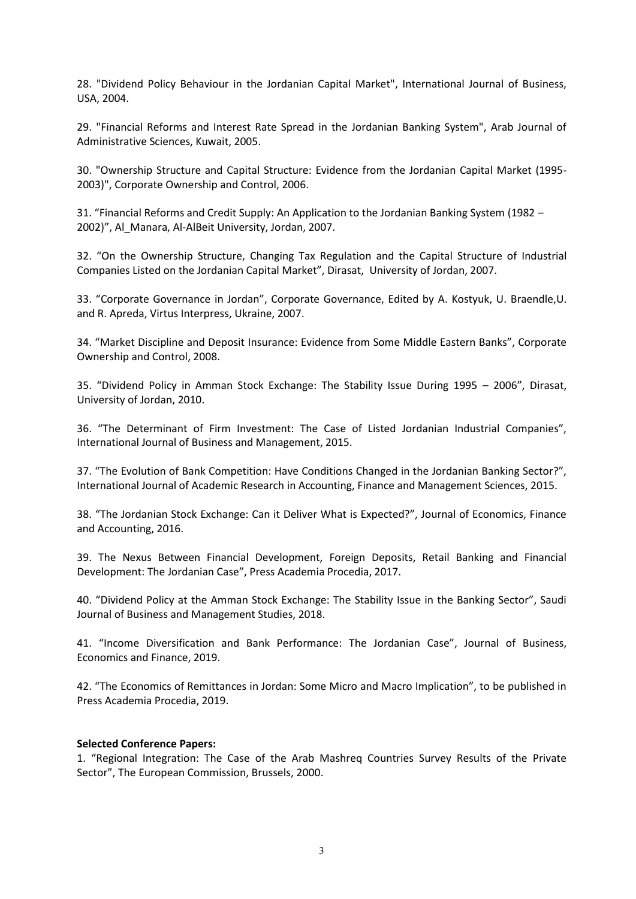28. "Dividend Policy Behaviour in the Jordanian Capital Market", International Journal of Business, USA, 2004.

29. "Financial Reforms and Interest Rate Spread in the Jordanian Banking System", Arab Journal of Administrative Sciences, Kuwait, 2005.

30. "Ownership Structure and Capital Structure: Evidence from the Jordanian Capital Market (1995-2003)", Corporate Ownership and Control, 2006.

31. "Financial Reforms and Credit Supply: An Application to the Jordanian Banking System (1982 – 2002)", Al_Manara, Al-AlBeit University, Jordan, 2007.

32. "On the Ownership Structure, Changing Tax Regulation and the Capital Structure of Industrial Companies Listed on the Jordanian Capital Market", Dirasat, University of Jordan, 2007.

33. "Corporate Governance in Jordan", Corporate Governance, Edited by A. Kostyuk, U. Braendle,U. and R. Apreda, Virtus Interpress, Ukraine, 2007.

34. "Market Discipline and Deposit Insurance: Evidence from Some Middle Eastern Banks", Corporate Ownership and Control, 2008.

35. "Dividend Policy in Amman Stock Exchange: The Stability Issue During 1995 – 2006", Dirasat, University of Jordan, 2010.

36. "The Determinant of Firm Investment: The Case of Listed Jordanian Industrial Companies", International Journal of Business and Management, 2015.

37. "The Evolution of Bank Competition: Have Conditions Changed in the Jordanian Banking Sector?", International Journal of Academic Research in Accounting, Finance and Management Sciences, 2015.

38. "The Jordanian Stock Exchange: Can it Deliver What is Expected?", Journal of Economics, Finance and Accounting, 2016.

39. The Nexus Between Financial Development, Foreign Deposits, Retail Banking and Financial Development: The Jordanian Case", Press Academia Procedia, 2017.

40. "Dividend Policy at the Amman Stock Exchange: The Stability Issue in the Banking Sector", Saudi Journal of Business and Management Studies, 2018.

41. "Income Diversification and Bank Performance: The Jordanian Case", Journal of Business, Economics and Finance, 2019.

42. "The Economics of Remittances in Jordan: Some Micro and Macro Implication", to be published in Press Academia Procedia, 2019.

**Selected Conference Papers:**

1. "Regional Integration: The Case of the Arab Mashreq Countries Survey Results of the Private Sector", The European Commission, Brussels, 2000.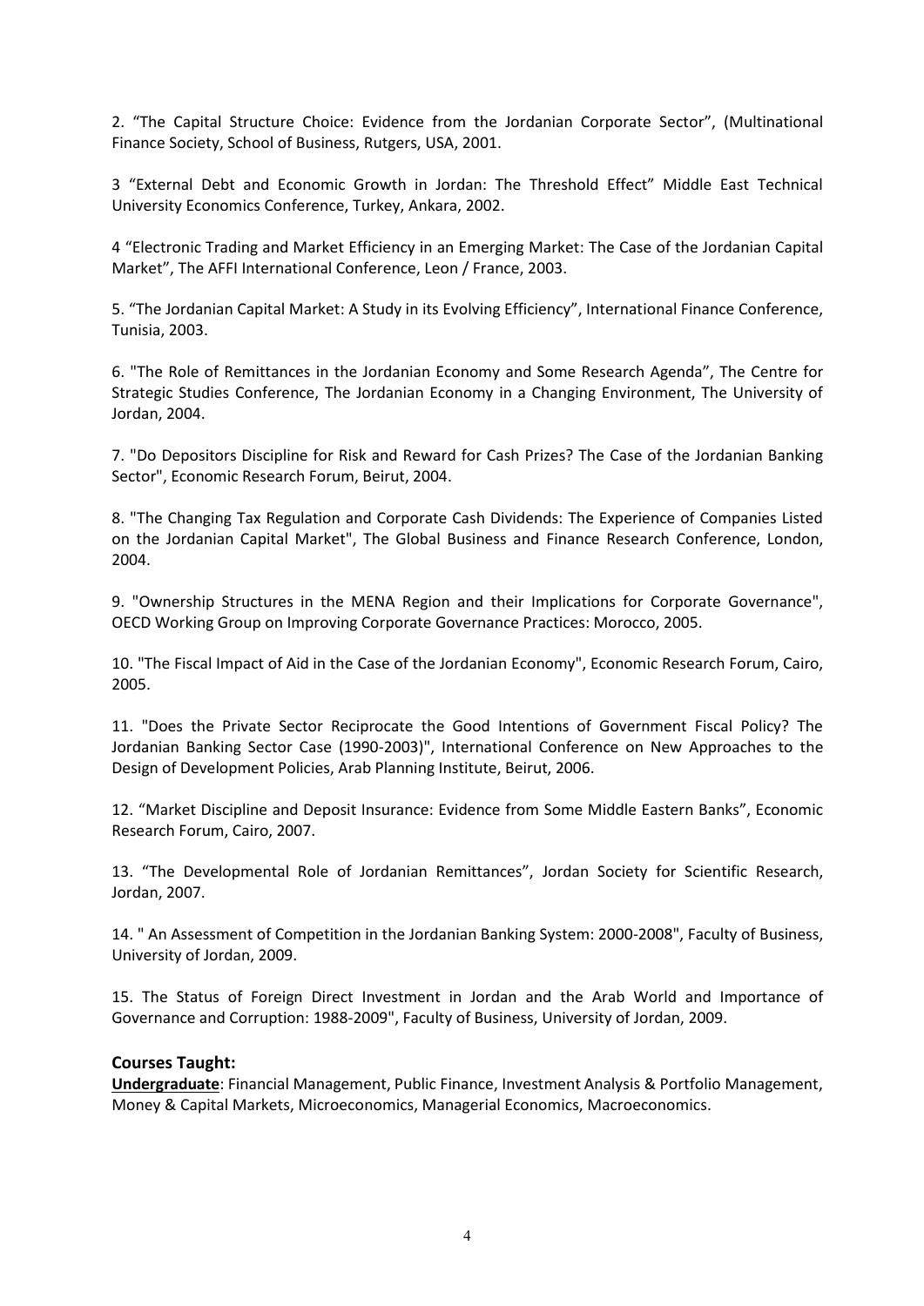2. “The Capital Structure Choice: Evidence from the Jordanian Corporate Sector”, (Multinational Finance Society, School of Business, Rutgers, USA, 2001.

3 “External Debt and Economic Growth in Jordan: The Threshold Effect” Middle East Technical University Economics Conference, Turkey, Ankara, 2002.

4 “Electronic Trading and Market Efficiency in an Emerging Market: The Case of the Jordanian Capital Market”, The AFFI International Conference, Leon / France, 2003.

5. “The Jordanian Capital Market: A Study in its Evolving Efficiency”, International Finance Conference, Tunisia, 2003.

6. "The Role of Remittances in the Jordanian Economy and Some Research Agenda”, The Centre for Strategic Studies Conference, The Jordanian Economy in a Changing Environment, The University of Jordan, 2004.

7. "Do Depositors Discipline for Risk and Reward for Cash Prizes? The Case of the Jordanian Banking Sector", Economic Research Forum, Beirut, 2004.

8. "The Changing Tax Regulation and Corporate Cash Dividends: The Experience of Companies Listed on the Jordanian Capital Market", The Global Business and Finance Research Conference, London, 2004.

9. "Ownership Structures in the MENA Region and their Implications for Corporate Governance", OECD Working Group on Improving Corporate Governance Practices: Morocco, 2005.

10. "The Fiscal Impact of Aid in the Case of the Jordanian Economy", Economic Research Forum, Cairo, 2005.

11. "Does the Private Sector Reciprocate the Good Intentions of Government Fiscal Policy? The Jordanian Banking Sector Case (1990-2003)", International Conference on New Approaches to the Design of Development Policies, Arab Planning Institute, Beirut, 2006.

12. “Market Discipline and Deposit Insurance: Evidence from Some Middle Eastern Banks”, Economic Research Forum, Cairo, 2007.

13. “The Developmental Role of Jordanian Remittances”, Jordan Society for Scientific Research, Jordan, 2007.

14. " An Assessment of Competition in the Jordanian Banking System: 2000-2008", Faculty of Business, University of Jordan, 2009.

15. The Status of Foreign Direct Investment in Jordan and the Arab World and Importance of Governance and Corruption: 1988-2009", Faculty of Business, University of Jordan, 2009.

### Courses Taught:

**Undergraduate**: Financial Management, Public Finance, Investment Analysis & Portfolio Management, Money & Capital Markets, Microeconomics, Managerial Economics, Macroeconomics.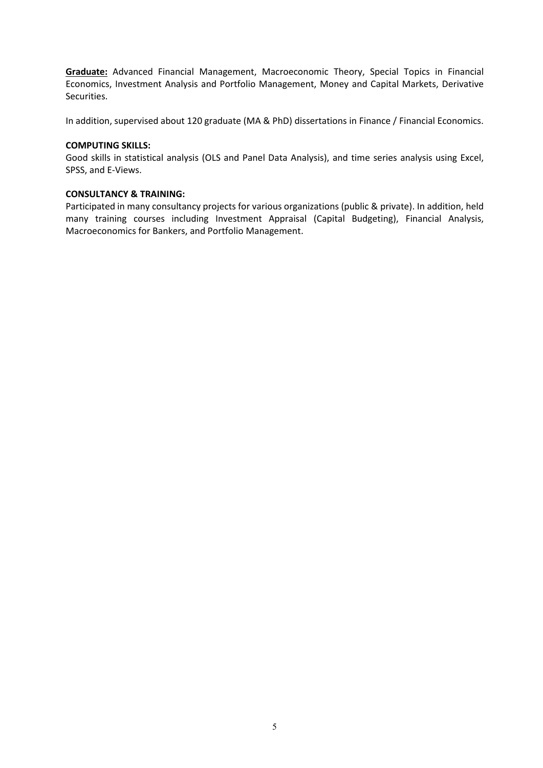**Graduate:** Advanced Financial Management, Macroeconomic Theory, Special Topics in Financial Economics, Investment Analysis and Portfolio Management, Money and Capital Markets, Derivative Securities.

In addition, supervised about 120 graduate (MA & PhD) dissertations in Finance / Financial Economics.

**COMPUTING SKILLS:**

Good skills in statistical analysis (OLS and Panel Data Analysis), and time series analysis using Excel, SPSS, and E-Views.

**CONSULTANCY & TRAINING:**

Participated in many consultancy projects for various organizations (public & private). In addition, held many training courses including Investment Appraisal (Capital Budgeting), Financial Analysis, Macroeconomics for Bankers, and Portfolio Management.